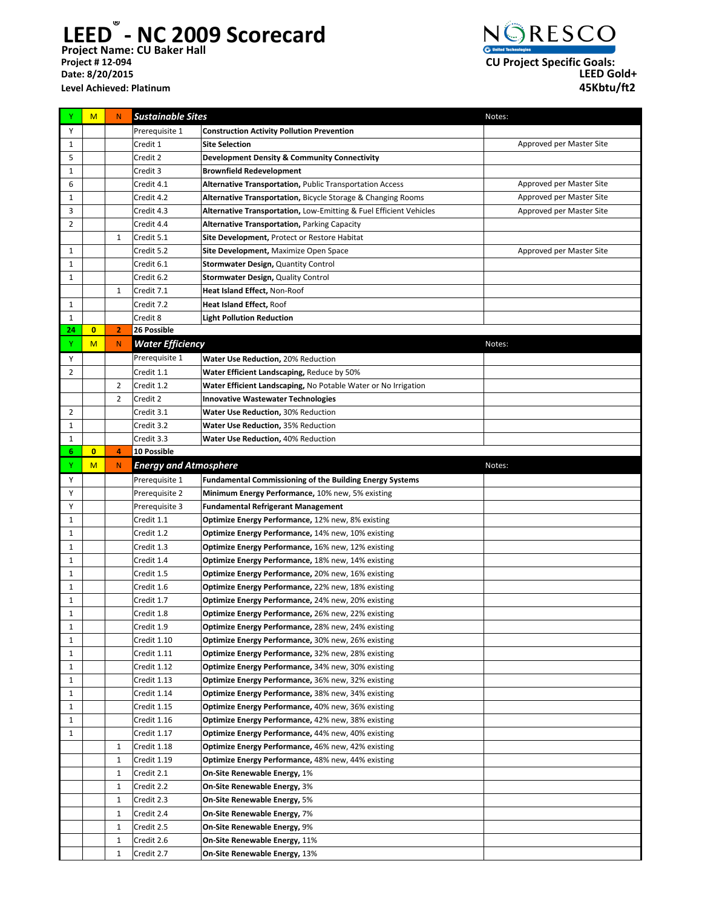# LEED® - NC 2009 Scorecard

**Project Name: CU Baker Hall**
**Project # 12-094**
**Date: 8/20/2015**
**Level Achieved: Platinum**

NORESCO
United Technologies

**CU Project Specific Goals:**
**LEED Gold+**
**45Kbtu/ft2**

| Y | M | N | Sustainable Sites | | Notes: |
|---|---|---|---|---|---|
| Y | | | Prerequisite 1 | **Construction Activity Pollution Prevention** | |
| 1 | | | Credit 1 | **Site Selection** | Approved per Master Site |
| 5 | | | Credit 2 | **Development Density & Community Connectivity** | |
| 1 | | | Credit 3 | **Brownfield Redevelopment** | |
| 6 | | | Credit 4.1 | **Alternative Transportation,** Public Transportation Access | Approved per Master Site |
| 1 | | | Credit 4.2 | **Alternative Transportation,** Bicycle Storage & Changing Rooms | Approved per Master Site |
| 3 | | | Credit 4.3 | **Alternative Transportation,** Low-Emitting & Fuel Efficient Vehicles | Approved per Master Site |
| 2 | | | Credit 4.4 | **Alternative Transportation,** Parking Capacity | |
| | | 1 | Credit 5.1 | **Site Development,** Protect or Restore Habitat | |
| 1 | | | Credit 5.2 | **Site Development,** Maximize Open Space | Approved per Master Site |
| 1 | | | Credit 6.1 | **Stormwater Design,** Quantity Control | |
| 1 | | | Credit 6.2 | **Stormwater Design,** Quality Control | |
| | | 1 | Credit 7.1 | **Heat Island Effect,** Non-Roof | |
| 1 | | | Credit 7.2 | **Heat Island Effect,** Roof | |
| 1 | | | Credit 8 | **Light Pollution Reduction** | |
| **24** | **0** | **2** | **26 Possible** | | |

| Y | M | N | Water Efficiency | | Notes: |
|---|---|---|---|---|---|
| Y | | | Prerequisite 1 | **Water Use Reduction,** 20% Reduction | |
| 2 | | | Credit 1.1 | **Water Efficient Landscaping,** Reduce by 50% | |
| | | 2 | Credit 1.2 | **Water Efficient Landscaping,** No Potable Water or No Irrigation | |
| | | 2 | Credit 2 | **Innovative Wastewater Technologies** | |
| 2 | | | Credit 3.1 | **Water Use Reduction,** 30% Reduction | |
| 1 | | | Credit 3.2 | **Water Use Reduction,** 35% Reduction | |
| 1 | | | Credit 3.3 | **Water Use Reduction,** 40% Reduction | |
| **6** | **0** | **4** | **10 Possible** | | |

| Y | M | N | Energy and Atmosphere | | Notes: |
|---|---|---|---|---|---|
| Y | | | Prerequisite 1 | **Fundamental Commissioning of the Building Energy Systems** | |
| Y | | | Prerequisite 2 | **Minimum Energy Performance,** 10% new, 5% existing | |
| Y | | | Prerequisite 3 | **Fundamental Refrigerant Management** | |
| 1 | | | Credit 1.1 | **Optimize Energy Performance,** 12% new, 8% existing | |
| 1 | | | Credit 1.2 | **Optimize Energy Performance,** 14% new, 10% existing | |
| 1 | | | Credit 1.3 | **Optimize Energy Performance,** 16% new, 12% existing | |
| 1 | | | Credit 1.4 | **Optimize Energy Performance,** 18% new, 14% existing | |
| 1 | | | Credit 1.5 | **Optimize Energy Performance,** 20% new, 16% existing | |
| 1 | | | Credit 1.6 | **Optimize Energy Performance,** 22% new, 18% existing | |
| 1 | | | Credit 1.7 | **Optimize Energy Performance,** 24% new, 20% existing | |
| 1 | | | Credit 1.8 | **Optimize Energy Performance,** 26% new, 22% existing | |
| 1 | | | Credit 1.9 | **Optimize Energy Performance,** 28% new, 24% existing | |
| 1 | | | Credit 1.10 | **Optimize Energy Performance,** 30% new, 26% existing | |
| 1 | | | Credit 1.11 | **Optimize Energy Performance,** 32% new, 28% existing | |
| 1 | | | Credit 1.12 | **Optimize Energy Performance,** 34% new, 30% existing | |
| 1 | | | Credit 1.13 | **Optimize Energy Performance,** 36% new, 32% existing | |
| 1 | | | Credit 1.14 | **Optimize Energy Performance,** 38% new, 34% existing | |
| 1 | | | Credit 1.15 | **Optimize Energy Performance,** 40% new, 36% existing | |
| 1 | | | Credit 1.16 | **Optimize Energy Performance,** 42% new, 38% existing | |
| 1 | | | Credit 1.17 | **Optimize Energy Performance,** 44% new, 40% existing | |
| | | 1 | Credit 1.18 | **Optimize Energy Performance,** 46% new, 42% existing | |
| | | 1 | Credit 1.19 | **Optimize Energy Performance,** 48% new, 44% existing | |
| | | 1 | Credit 2.1 | **On-Site Renewable Energy,** 1% | |
| | | 1 | Credit 2.2 | **On-Site Renewable Energy,** 3% | |
| | | 1 | Credit 2.3 | **On-Site Renewable Energy,** 5% | |
| | | 1 | Credit 2.4 | **On-Site Renewable Energy,** 7% | |
| | | 1 | Credit 2.5 | **On-Site Renewable Energy,** 9% | |
| | | 1 | Credit 2.6 | **On-Site Renewable Energy,** 11% | |
| | | 1 | Credit 2.7 | **On-Site Renewable Energy,** 13% | |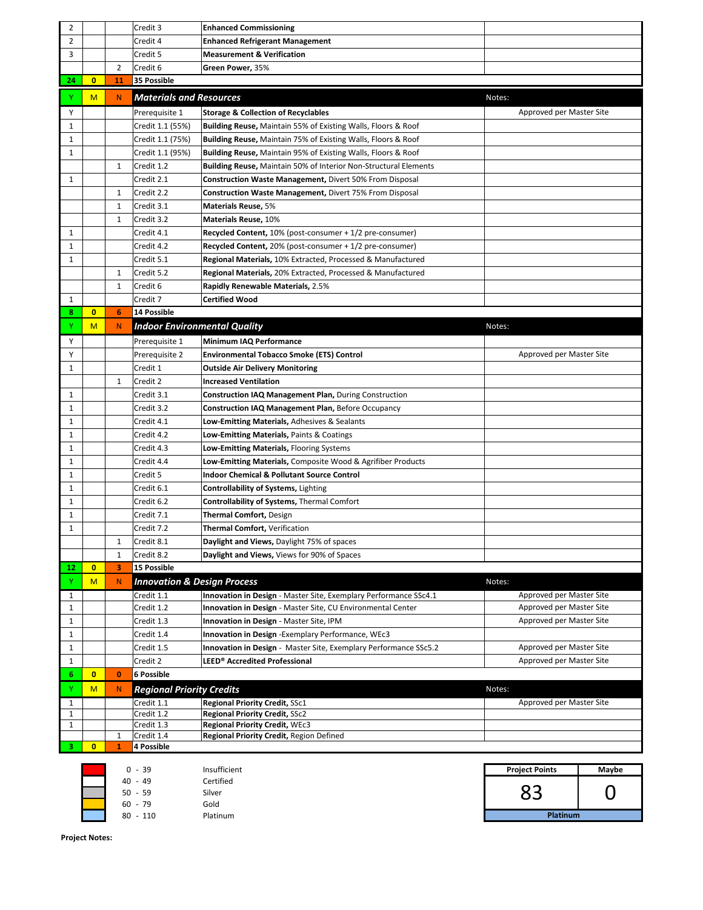| | | | | | |
|---|---|---|---|---|---|
| 2 | | | Credit 3 | **Enhanced Commissioning** | |
| 2 | | | Credit 4 | **Enhanced Refrigerant Management** | |
| 3 | | | Credit 5 | **Measurement & Verification** | |
| | | 2 | Credit 6 | **Green Power,** 35% | |
| **24** | **0** | **11** | **35 Possible** | | |

| Y | M | N | ***Materials and Resources*** | | Notes: |
|---|---|---|---|---|---|
| Y | | | Prerequisite 1 | **Storage & Collection of Recyclables** | Approved per Master Site |
| 1 | | | Credit 1.1 (55%) | **Building Reuse,** Maintain 55% of Existing Walls, Floors & Roof | |
| 1 | | | Credit 1.1 (75%) | **Building Reuse,** Maintain 75% of Existing Walls, Floors & Roof | |
| 1 | | | Credit 1.1 (95%) | **Building Reuse,** Maintain 95% of Existing Walls, Floors & Roof | |
| | | 1 | Credit 1.2 | **Building Reuse,** Maintain 50% of Interior Non-Structural Elements | |
| 1 | | | Credit 2.1 | **Construction Waste Management,** Divert 50% From Disposal | |
| | | 1 | Credit 2.2 | **Construction Waste Management,** Divert 75% From Disposal | |
| | | 1 | Credit 3.1 | **Materials Reuse,** 5% | |
| | | 1 | Credit 3.2 | **Materials Reuse,** 10% | |
| 1 | | | Credit 4.1 | **Recycled Content,** 10% (post-consumer + 1/2 pre-consumer) | |
| 1 | | | Credit 4.2 | **Recycled Content,** 20% (post-consumer + 1/2 pre-consumer) | |
| 1 | | | Credit 5.1 | **Regional Materials,** 10% Extracted, Processed & Manufactured | |
| | | 1 | Credit 5.2 | **Regional Materials,** 20% Extracted, Processed & Manufactured | |
| | | 1 | Credit 6 | **Rapidly Renewable Materials,** 2.5% | |
| 1 | | | Credit 7 | **Certified Wood** | |
| **8** | **0** | **6** | **14 Possible** | | |

| Y | M | N | ***Indoor Environmental Quality*** | | Notes: |
|---|---|---|---|---|---|
| Y | | | Prerequisite 1 | **Minimum IAQ Performance** | |
| Y | | | Prerequisite 2 | **Environmental Tobacco Smoke (ETS) Control** | Approved per Master Site |
| 1 | | | Credit 1 | **Outside Air Delivery Monitoring** | |
| | | 1 | Credit 2 | **Increased Ventilation** | |
| 1 | | | Credit 3.1 | **Construction IAQ Management Plan,** During Construction | |
| 1 | | | Credit 3.2 | **Construction IAQ Management Plan,** Before Occupancy | |
| 1 | | | Credit 4.1 | **Low-Emitting Materials,** Adhesives & Sealants | |
| 1 | | | Credit 4.2 | **Low-Emitting Materials,** Paints & Coatings | |
| 1 | | | Credit 4.3 | **Low-Emitting Materials,** Flooring Systems | |
| 1 | | | Credit 4.4 | **Low-Emitting Materials,** Composite Wood & Agrifiber Products | |
| 1 | | | Credit 5 | **Indoor Chemical & Pollutant Source Control** | |
| 1 | | | Credit 6.1 | **Controllability of Systems,** Lighting | |
| 1 | | | Credit 6.2 | **Controllability of Systems,** Thermal Comfort | |
| 1 | | | Credit 7.1 | **Thermal Comfort,** Design | |
| 1 | | | Credit 7.2 | **Thermal Comfort,** Verification | |
| | | 1 | Credit 8.1 | **Daylight and Views,** Daylight 75% of spaces | |
| | | 1 | Credit 8.2 | **Daylight and Views,** Views for 90% of Spaces | |
| **12** | **0** | **3** | **15 Possible** | | |

| Y | M | N | ***Innovation & Design Process*** | | Notes: |
|---|---|---|---|---|---|
| 1 | | | Credit 1.1 | **Innovation in Design** - Master Site, Exemplary Performance SSc4.1 | Approved per Master Site |
| 1 | | | Credit 1.2 | **Innovation in Design** - Master Site, CU Environmental Center | Approved per Master Site |
| 1 | | | Credit 1.3 | **Innovation in Design** - Master Site, IPM | Approved per Master Site |
| 1 | | | Credit 1.4 | **Innovation in Design** -Exemplary Performance, WEc3 | |
| 1 | | | Credit 1.5 | **Innovation in Design** - Master Site, Exemplary Performance SSc5.2 | Approved per Master Site |
| 1 | | | Credit 2 | **LEED® Accredited Professional** | Approved per Master Site |
| **6** | **0** | **0** | **6 Possible** | | |

| Y | M | N | ***Regional Priority Credits*** | | Notes: |
|---|---|---|---|---|---|
| 1 | | | Credit 1.1 | **Regional Priority Credit,** SSc1 | Approved per Master Site |
| 1 | | | Credit 1.2 | **Regional Priority Credit,** SSc2 | |
| 1 | | | Credit 1.3 | **Regional Priority Credit,** WEc3 | |
| | | 1 | Credit 1.4 | **Regional Priority Credit,** Region Defined | |
| **3** | **0** | **1** | **4 Possible** | | |

| | |
|---|---|
| 0 - 39 | Insufficient |
| 40 - 49 | Certified |
| 50 - 59 | Silver |
| 60 - 79 | Gold |
| 80 - 110 | Platinum |

| Project Points | Maybe |
|---|---|
| 83 | 0 |
| **Platinum** | |

**Project Notes:**